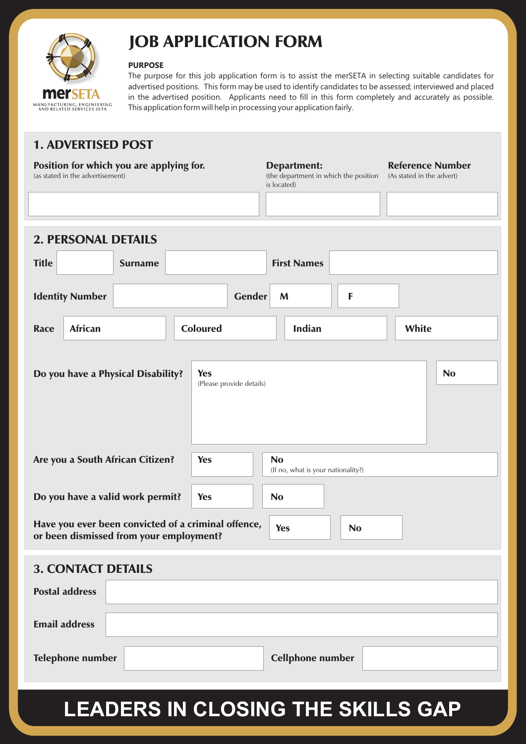merSETA

MANUFACTURING, ENGINEERING AND RELATED SERVICES SETA

# JOB APPLICATION FORM

**PURPOSE**

The purpose for this job application form is to assist the merSETA in selecting suitable candidates for advertised positions. This form may be used to identify candidates to be assessed; interviewed and placed in the advertised position. Applicants need to fill in this form completely and accurately as possible. This application form will help in processing your application fairly.

## 1. ADVERTISED POST

| Position for which you are applying for. (as stated in the advertisement) | Department: (the department in which the position is located) | Reference Number (As stated in the advert) |
|---|---|---|
| | | |

## 2. PERSONAL DETAILS

| **Title** | | **Surname** | | **First Names** | |
|---|---|---|---|---|---|

| **Identity Number** | | **Gender** | **M** | **F** |
|---|---|---|---|---|

| **Race** | **African** | **Coloured** | **Indian** | **White** |
|---|---|---|---|---|

| **Do you have a Physical Disability?** | **Yes** (Please provide details) | **No** |
|---|---|---|

| **Are you a South African Citizen?** | **Yes** | **No** (If no, what is your nationality?) |
|---|---|---|

| **Do you have a valid work permit?** | **Yes** | **No** |
|---|---|---|

| **Have you ever been convicted of a criminal offence, or been dismissed from your employment?** | **Yes** | **No** |
|---|---|---|

## 3. CONTACT DETAILS

| **Postal address** | |
|---|---|
| **Email address** | |

| **Telephone number** | | **Cellphone number** | |
|---|---|---|---|

**LEADERS IN CLOSING THE SKILLS GAP**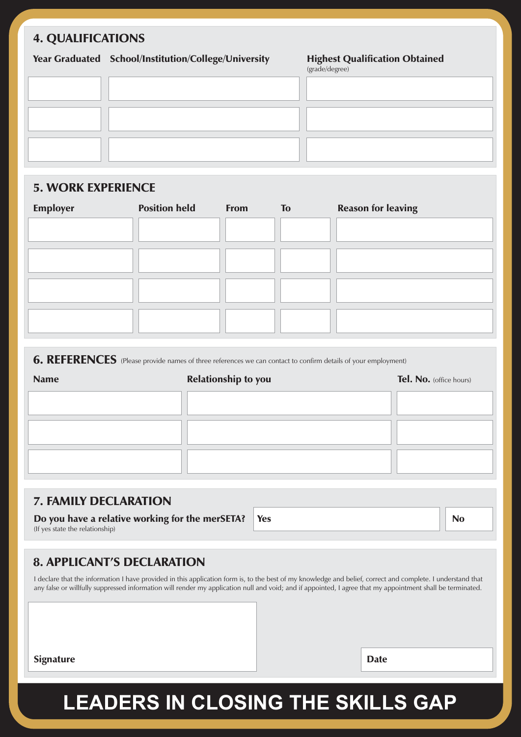## 4. QUALIFICATIONS

| Year Graduated | School/Institution/College/University | Highest Qualification Obtained (grade/degree) |
|---|---|---|
| | | |
| | | |
| | | |

## 5. WORK EXPERIENCE

| Employer | Position held | From | To | Reason for leaving |
|---|---|---|---|---|
| | | | | |
| | | | | |
| | | | | |
| | | | | |

## 6. REFERENCES (Please provide names of three references we can contact to confirm details of your employment)

| Name | Relationship to you | Tel. No. (office hours) |
|---|---|---|
| | | |
| | | |
| | | |

## 7. FAMILY DECLARATION

**Do you have a relative working for the merSETA?**
(If yes state the relationship)

| | |
|---|---|
| **Yes** | **No** |

## 8. APPLICANT'S DECLARATION

I declare that the information I have provided in this application form is, to the best of my knowledge and belief, correct and complete. I understand that any false or willfully suppressed information will render my application null and void; and if appointed, I agree that my appointment shall be terminated.

**Signature**

**Date**

# LEADERS IN CLOSING THE SKILLS GAP